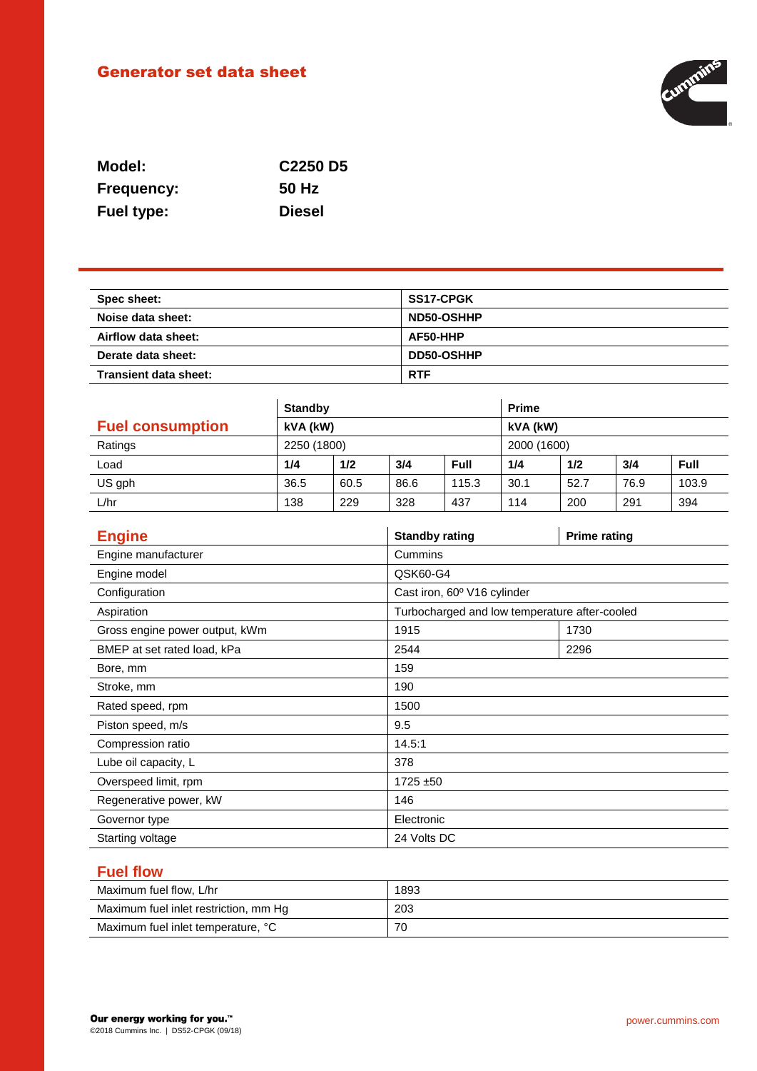## Generator set data sheet

| | |
|---|---|
| **Model:** | **C2250 D5** |
| **Frequency:** | **50 Hz** |
| **Fuel type:** | **Diesel** |

| | |
|---|---|
| **Spec sheet:** | **SS17-CPGK** |
| **Noise data sheet:** | **ND50-OSHHP** |
| **Airflow data sheet:** | **AF50-HHP** |
| **Derate data sheet:** | **DD50-OSHHP** |
| **Transient data sheet:** | **RTF** |

## Fuel consumption

| | **Standby** | | | | **Prime** | | | |
|---|---|---|---|---|---|---|---|---|
| | **kVA (kW)** | | | | **kVA (kW)** | | | |
| Ratings | 2250 (1800) | | | | 2000 (1600) | | | |
| Load | **1/4** | **1/2** | **3/4** | **Full** | **1/4** | **1/2** | **3/4** | **Full** |
| US gph | 36.5 | 60.5 | 86.6 | 115.3 | 30.1 | 52.7 | 76.9 | 103.9 |
| L/hr | 138 | 229 | 328 | 437 | 114 | 200 | 291 | 394 |

## Engine

| | **Standby rating** | **Prime rating** |
|---|---|---|
| Engine manufacturer | Cummins | |
| Engine model | QSK60-G4 | |
| Configuration | Cast iron, 60º V16 cylinder | |
| Aspiration | Turbocharged and low temperature after-cooled | |
| Gross engine power output, kWm | 1915 | 1730 |
| BMEP at set rated load, kPa | 2544 | 2296 |
| Bore, mm | 159 | |
| Stroke, mm | 190 | |
| Rated speed, rpm | 1500 | |
| Piston speed, m/s | 9.5 | |
| Compression ratio | 14.5:1 | |
| Lube oil capacity, L | 378 | |
| Overspeed limit, rpm | 1725 ±50 | |
| Regenerative power, kW | 146 | |
| Governor type | Electronic | |
| Starting voltage | 24 Volts DC | |

## Fuel flow

| | |
|---|---|
| Maximum fuel flow, L/hr | 1893 |
| Maximum fuel inlet restriction, mm Hg | 203 |
| Maximum fuel inlet temperature, °C | 70 |

**Our energy working for you.™**
©2018 Cummins Inc. | DS52-CPGK (09/18)

power.cummins.com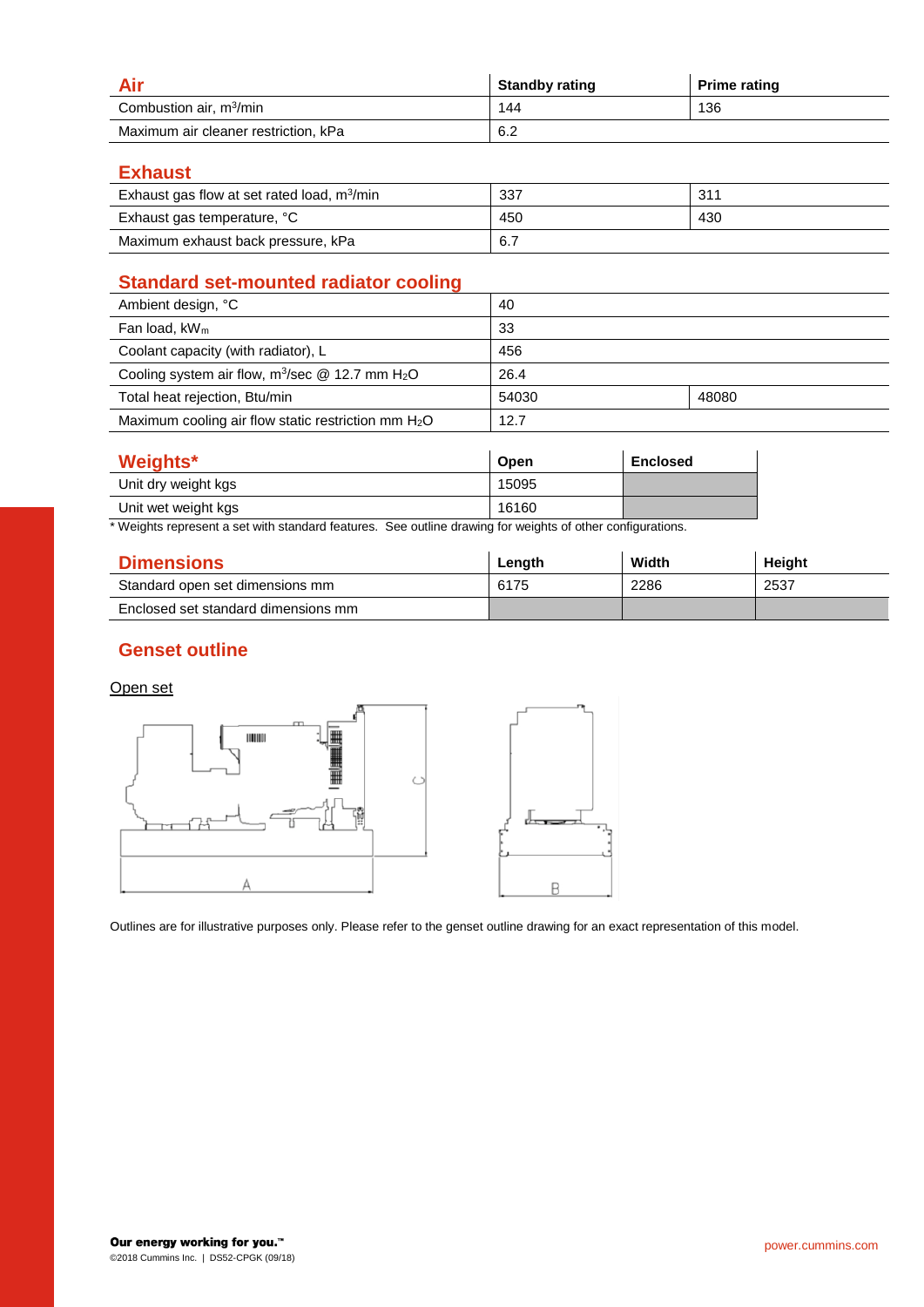## Air

| Air | Standby rating | Prime rating |
|---|---|---|
| Combustion air, $m^3$/min | 144 | 136 |
| Maximum air cleaner restriction, kPa | 6.2 | |

## Exhaust

| Exhaust | Standby rating | Prime rating |
|---|---|---|
| Exhaust gas flow at set rated load, $m^3$/min | 337 | 311 |
| Exhaust gas temperature, °C | 450 | 430 |
| Maximum exhaust back pressure, kPa | 6.7 | |

## Standard set-mounted radiator cooling

| Standard set-mounted radiator cooling | Standby rating | Prime rating |
|---|---|---|
| Ambient design, °C | 40 | |
| Fan load, $kW_m$ | 33 | |
| Coolant capacity (with radiator), L | 456 | |
| Cooling system air flow, $m^3$/sec @ 12.7 mm $H_2O$ | 26.4 | |
| Total heat rejection, Btu/min | 54030 | 48080 |
| Maximum cooling air flow static restriction mm $H_2O$ | 12.7 | |

## Weights*

| Weights* | Open | Enclosed |
|---|---|---|
| Unit dry weight kgs | 15095 | |
| Unit wet weight kgs | 16160 | |

\* Weights represent a set with standard features. See outline drawing for weights of other configurations.

## Dimensions

| Dimensions | Length | Width | Height |
|---|---|---|---|
| Standard open set dimensions mm | 6175 | 2286 | 2537 |
| Enclosed set standard dimensions mm | | | |

## Genset outline

Open set

Outlines are for illustrative purposes only. Please refer to the genset outline drawing for an exact representation of this model.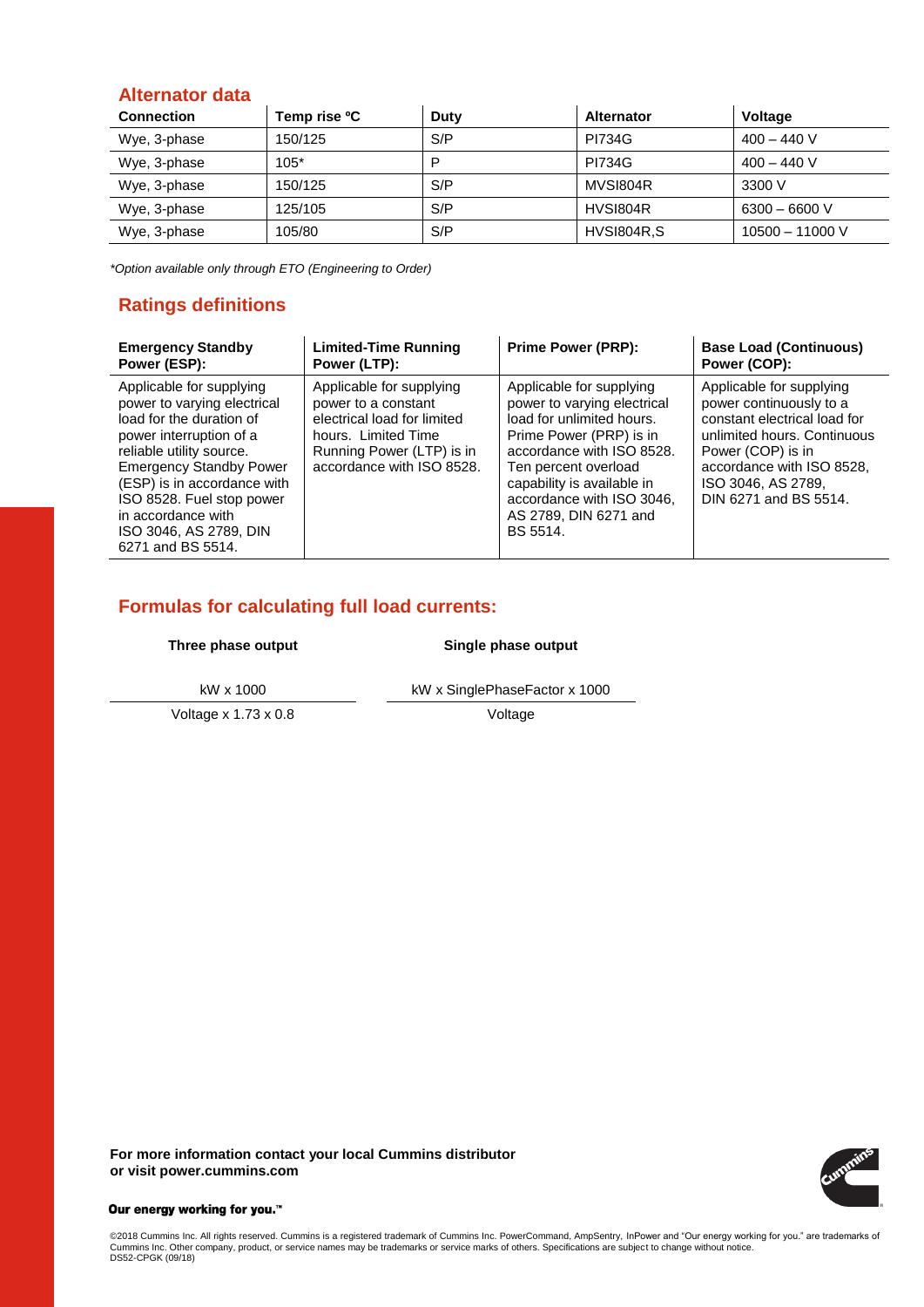## Alternator data

| Connection | Temp rise ºC | Duty | Alternator | Voltage |
|---|---|---|---|---|
| Wye, 3-phase | 150/125 | S/P | PI734G | 400 – 440 V |
| Wye, 3-phase | 105* | P | PI734G | 400 – 440 V |
| Wye, 3-phase | 150/125 | S/P | MVSI804R | 3300 V |
| Wye, 3-phase | 125/105 | S/P | HVSI804R | 6300 – 6600 V |
| Wye, 3-phase | 105/80 | S/P | HVSI804R,S | 10500 – 11000 V |

*Option available only through ETO (Engineering to Order)*

## Ratings definitions

| Emergency Standby Power (ESP): | Limited-Time Running Power (LTP): | Prime Power (PRP): | Base Load (Continuous) Power (COP): |
|---|---|---|---|
| Applicable for supplying power to varying electrical load for the duration of power interruption of a reliable utility source. Emergency Standby Power (ESP) is in accordance with ISO 8528. Fuel stop power in accordance with ISO 3046, AS 2789, DIN 6271 and BS 5514. | Applicable for supplying power to a constant electrical load for limited hours. Limited Time Running Power (LTP) is in accordance with ISO 8528. | Applicable for supplying power to varying electrical load for unlimited hours. Prime Power (PRP) is in accordance with ISO 8528. Ten percent overload capability is available in accordance with ISO 3046, AS 2789, DIN 6271 and BS 5514. | Applicable for supplying power continuously to a constant electrical load for unlimited hours. Continuous Power (COP) is in accordance with ISO 8528, ISO 3046, AS 2789, DIN 6271 and BS 5514. |

## Formulas for calculating full load currents:

**Three phase output**

$$\frac{\text{kW} \times 1000}{\text{Voltage} \times 1.73 \times 0.8}$$

**Single phase output**

$$\frac{\text{kW} \times \text{SinglePhaseFactor} \times 1000}{\text{Voltage}}$$

**For more information contact your local Cummins distributor or visit power.cummins.com**

**Our energy working for you.™**

©2018 Cummins Inc. All rights reserved. Cummins is a registered trademark of Cummins Inc. PowerCommand, AmpSentry, InPower and "Our energy working for you." are trademarks of Cummins Inc. Other company, product, or service names may be trademarks or service marks of others. Specifications are subject to change without notice.
DS52-CPGK (09/18)